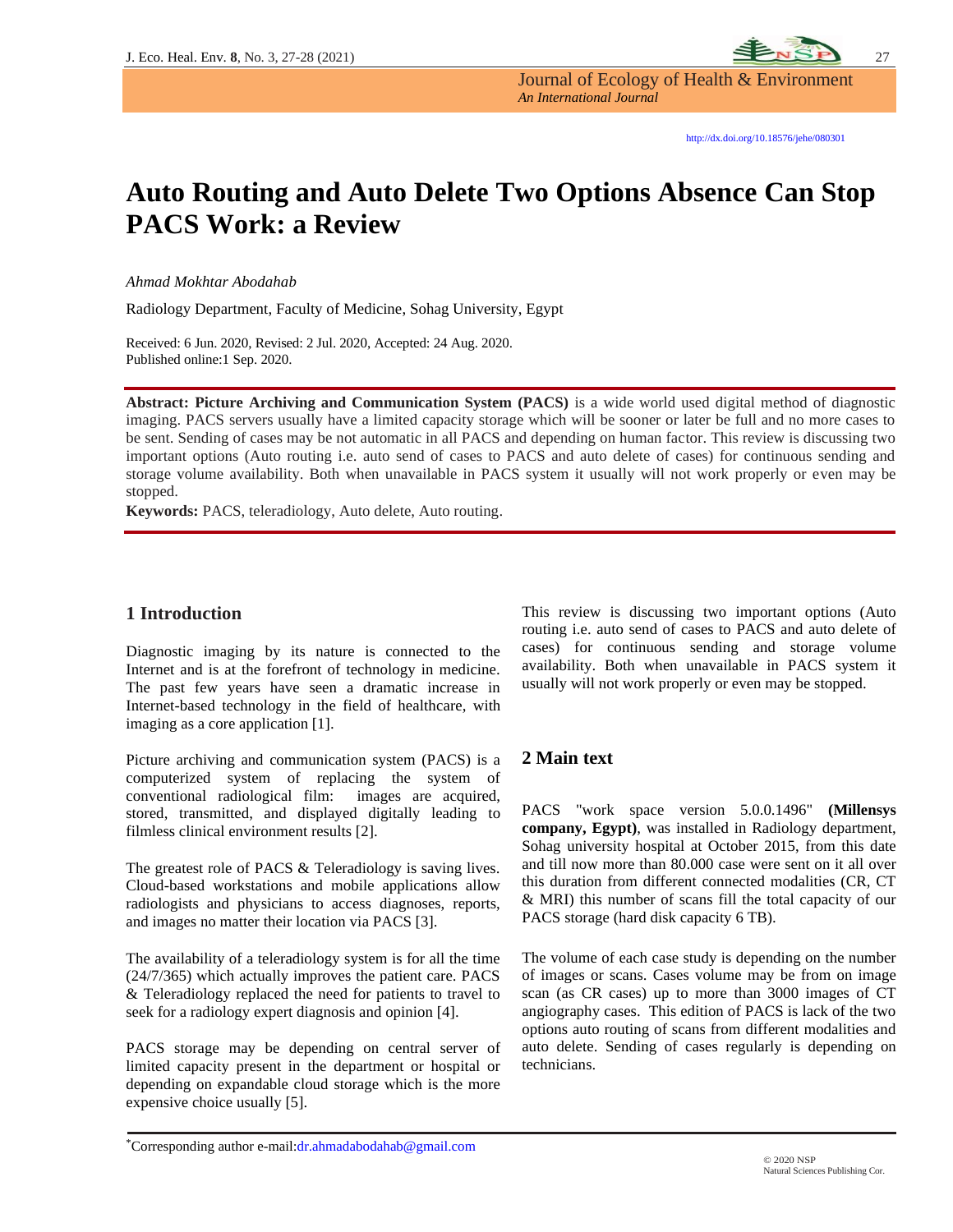Journal of Ecology of Health & Environment
*An International Journal*

http://dx.doi.org/10.18576/jehe/080301

# Auto Routing and Auto Delete Two Options Absence Can Stop PACS Work: a Review

*Ahmad Mokhtar Abodahab*

Radiology Department, Faculty of Medicine, Sohag University, Egypt

Received: 6 Jun. 2020, Revised: 2 Jul. 2020, Accepted: 24 Aug. 2020.
Published online:1 Sep. 2020.

**Abstract: Picture Archiving and Communication System (PACS)** is a wide world used digital method of diagnostic imaging. PACS servers usually have a limited capacity storage which will be sooner or later be full and no more cases to be sent. Sending of cases may be not automatic in all PACS and depending on human factor. This review is discussing two important options (Auto routing i.e. auto send of cases to PACS and auto delete of cases) for continuous sending and storage volume availability. Both when unavailable in PACS system it usually will not work properly or even may be stopped.

**Keywords:** PACS, teleradiology, Auto delete, Auto routing.

## 1 Introduction

Diagnostic imaging by its nature is connected to the Internet and is at the forefront of technology in medicine. The past few years have seen a dramatic increase in Internet-based technology in the field of healthcare, with imaging as a core application [1].

Picture archiving and communication system (PACS) is a computerized system of replacing the system of conventional radiological film: images are acquired, stored, transmitted, and displayed digitally leading to filmless clinical environment results [2].

The greatest role of PACS & Teleradiology is saving lives. Cloud-based workstations and mobile applications allow radiologists and physicians to access diagnoses, reports, and images no matter their location via PACS [3].

The availability of a teleradiology system is for all the time (24/7/365) which actually improves the patient care. PACS & Teleradiology replaced the need for patients to travel to seek for a radiology expert diagnosis and opinion [4].

PACS storage may be depending on central server of limited capacity present in the department or hospital or depending on expandable cloud storage which is the more expensive choice usually [5].

This review is discussing two important options (Auto routing i.e. auto send of cases to PACS and auto delete of cases) for continuous sending and storage volume availability. Both when unavailable in PACS system it usually will not work properly or even may be stopped.

## 2 Main text

PACS "work space version 5.0.0.1496" **(Millensys company, Egypt)**, was installed in Radiology department, Sohag university hospital at October 2015, from this date and till now more than 80.000 case were sent on it all over this duration from different connected modalities (CR, CT & MRI) this number of scans fill the total capacity of our PACS storage (hard disk capacity 6 TB).

The volume of each case study is depending on the number of images or scans. Cases volume may be from on image scan (as CR cases) up to more than 3000 images of CT angiography cases. This edition of PACS is lack of the two options auto routing of scans from different modalities and auto delete. Sending of cases regularly is depending on technicians.

*Corresponding author e-mail: dr.ahmadabodahab@gmail.com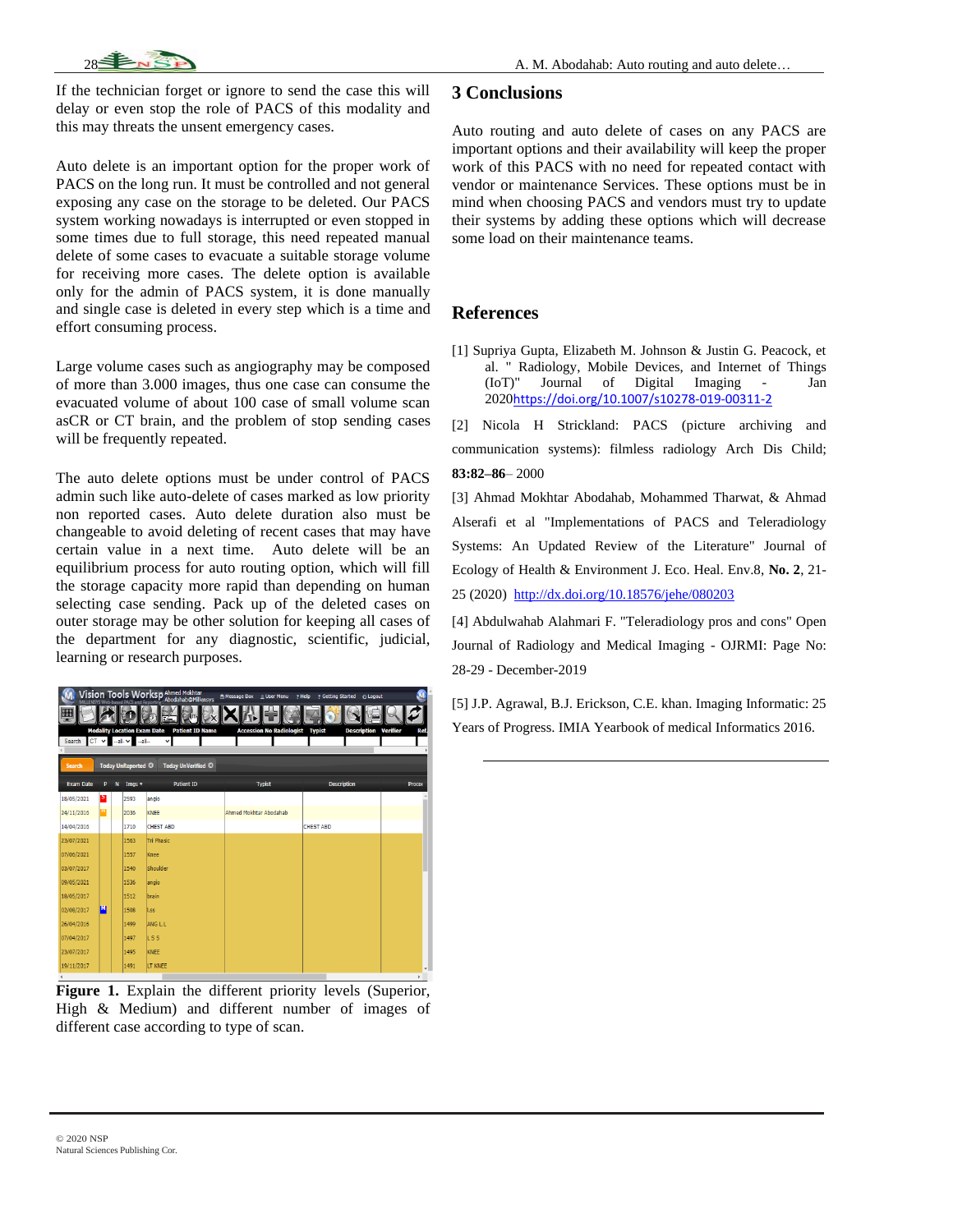If the technician forget or ignore to send the case this will delay or even stop the role of PACS of this modality and this may threats the unsent emergency cases.

Auto delete is an important option for the proper work of PACS on the long run. It must be controlled and not general exposing any case on the storage to be deleted. Our PACS system working nowadays is interrupted or even stopped in some times due to full storage, this need repeated manual delete of some cases to evacuate a suitable storage volume for receiving more cases. The delete option is available only for the admin of PACS system, it is done manually and single case is deleted in every step which is a time and effort consuming process.

Large volume cases such as angiography may be composed of more than 3.000 images, thus one case can consume the evacuated volume of about 100 case of small volume scan asCR or CT brain, and the problem of stop sending cases will be frequently repeated.

The auto delete options must be under control of PACS admin such like auto-delete of cases marked as low priority non reported cases. Auto delete duration also must be changeable to avoid deleting of recent cases that may have certain value in a next time. Auto delete will be an equilibrium process for auto routing option, which will fill the storage capacity more rapid than depending on human selecting case sending. Pack up of the deleted cases on outer storage may be other solution for keeping all cases of the department for any diagnostic, scientific, judicial, learning or research purposes.

**Figure 1.** Explain the different priority levels (Superior, High & Medium) and different number of images of different case according to type of scan.

## 3 Conclusions

Auto routing and auto delete of cases on any PACS are important options and their availability will keep the proper work of this PACS with no need for repeated contact with vendor or maintenance Services. These options must be in mind when choosing PACS and vendors must try to update their systems by adding these options which will decrease some load on their maintenance teams.

## References

[1] Supriya Gupta, Elizabeth M. Johnson & Justin G. Peacock, et al. " Radiology, Mobile Devices, and Internet of Things (IoT)" Journal of Digital Imaging - Jan 2020https://doi.org/10.1007/s10278-019-00311-2

[2] Nicola H Strickland: PACS (picture archiving and communication systems): filmless radiology Arch Dis Child; **83:82–86**– 2000

[3] Ahmad Mokhtar Abodahab, Mohammed Tharwat, & Ahmad Alserafi et al "Implementations of PACS and Teleradiology Systems: An Updated Review of the Literature" Journal of Ecology of Health & Environment J. Eco. Heal. Env.8, **No. 2**, 21-25 (2020) http://dx.doi.org/10.18576/jehe/080203

[4] Abdulwahab Alahmari F. "Teleradiology pros and cons" Open Journal of Radiology and Medical Imaging - OJRMI: Page No: 28-29 - December-2019

[5] J.P. Agrawal, B.J. Erickson, C.E. khan. Imaging Informatic: 25 Years of Progress. IMIA Yearbook of medical Informatics 2016.